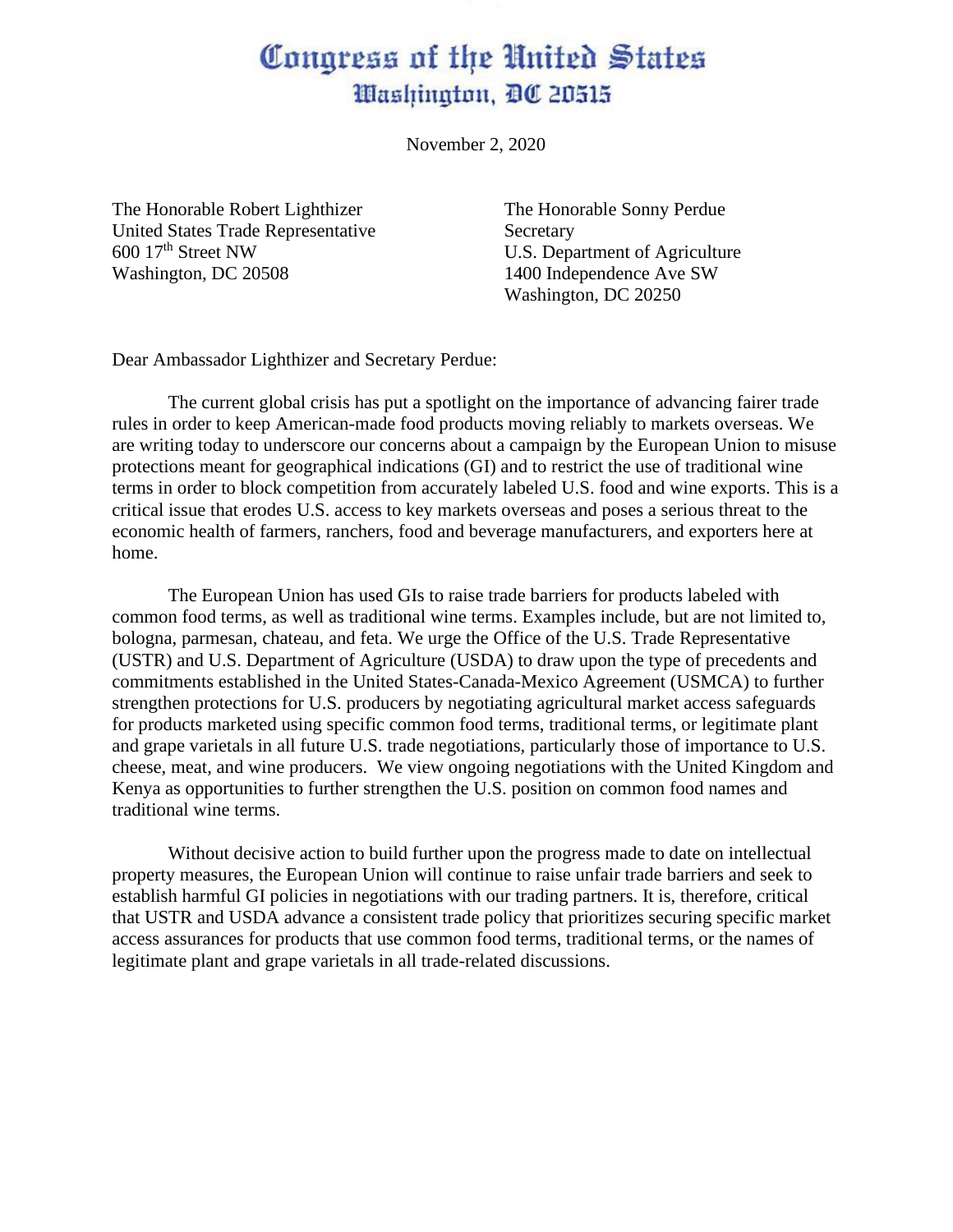# Congress of the United States
## Washington, DC 20515

November 2, 2020

The Honorable Robert Lighthizer
United States Trade Representative
600 17th Street NW
Washington, DC 20508

The Honorable Sonny Perdue
Secretary
U.S. Department of Agriculture
1400 Independence Ave SW
Washington, DC 20250

Dear Ambassador Lighthizer and Secretary Perdue:

The current global crisis has put a spotlight on the importance of advancing fairer trade rules in order to keep American-made food products moving reliably to markets overseas. We are writing today to underscore our concerns about a campaign by the European Union to misuse protections meant for geographical indications (GI) and to restrict the use of traditional wine terms in order to block competition from accurately labeled U.S. food and wine exports. This is a critical issue that erodes U.S. access to key markets overseas and poses a serious threat to the economic health of farmers, ranchers, food and beverage manufacturers, and exporters here at home.

The European Union has used GIs to raise trade barriers for products labeled with common food terms, as well as traditional wine terms. Examples include, but are not limited to, bologna, parmesan, chateau, and feta. We urge the Office of the U.S. Trade Representative (USTR) and U.S. Department of Agriculture (USDA) to draw upon the type of precedents and commitments established in the United States-Canada-Mexico Agreement (USMCA) to further strengthen protections for U.S. producers by negotiating agricultural market access safeguards for products marketed using specific common food terms, traditional terms, or legitimate plant and grape varietals in all future U.S. trade negotiations, particularly those of importance to U.S. cheese, meat, and wine producers. We view ongoing negotiations with the United Kingdom and Kenya as opportunities to further strengthen the U.S. position on common food names and traditional wine terms.

Without decisive action to build further upon the progress made to date on intellectual property measures, the European Union will continue to raise unfair trade barriers and seek to establish harmful GI policies in negotiations with our trading partners. It is, therefore, critical that USTR and USDA advance a consistent trade policy that prioritizes securing specific market access assurances for products that use common food terms, traditional terms, or the names of legitimate plant and grape varietals in all trade-related discussions.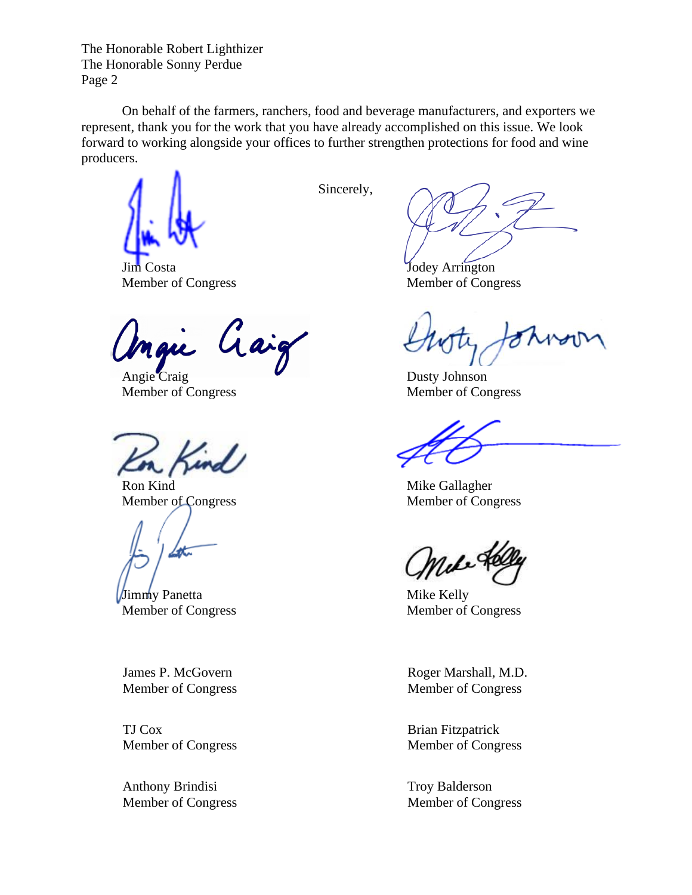The Honorable Robert Lighthizer
The Honorable Sonny Perdue
Page 2

On behalf of the farmers, ranchers, food and beverage manufacturers, and exporters we represent, thank you for the work that you have already accomplished on this issue. We look forward to working alongside your offices to further strengthen protections for food and wine producers.

Sincerely,

Jim Costa
Member of Congress

Jodey Arrington
Member of Congress

Angie Craig
Member of Congress

Dusty Johnson
Member of Congress

Ron Kind
Member of Congress

Mike Gallagher
Member of Congress

Jimmy Panetta
Member of Congress

Mike Kelly
Member of Congress

James P. McGovern
Member of Congress

Roger Marshall, M.D.
Member of Congress

TJ Cox
Member of Congress

Brian Fitzpatrick
Member of Congress

Anthony Brindisi
Member of Congress

Troy Balderson
Member of Congress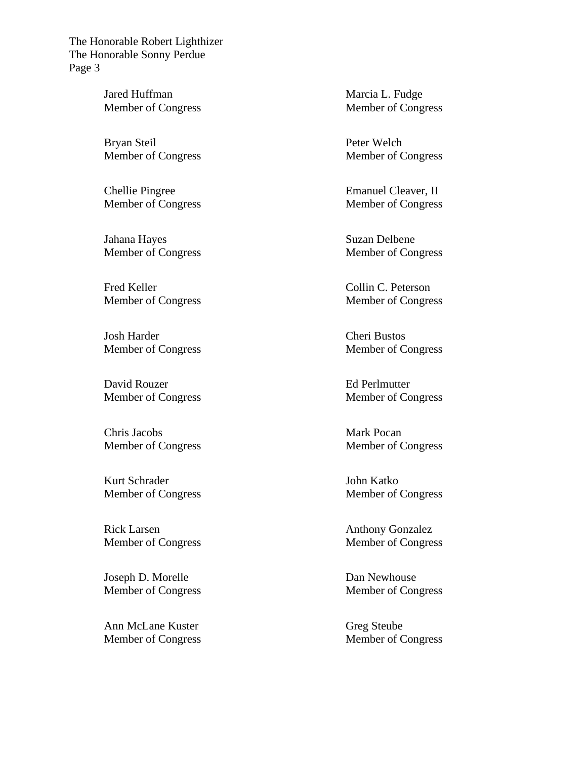Jared Huffman
Member of Congress

Marcia L. Fudge
Member of Congress

Bryan Steil
Member of Congress

Peter Welch
Member of Congress

Chellie Pingree
Member of Congress

Emanuel Cleaver, II
Member of Congress

Jahana Hayes
Member of Congress

Suzan Delbene
Member of Congress

Fred Keller
Member of Congress

Collin C. Peterson
Member of Congress

Josh Harder
Member of Congress

Cheri Bustos
Member of Congress

David Rouzer
Member of Congress

Ed Perlmutter
Member of Congress

Chris Jacobs
Member of Congress

Mark Pocan
Member of Congress

Kurt Schrader
Member of Congress

John Katko
Member of Congress

Rick Larsen
Member of Congress

Anthony Gonzalez
Member of Congress

Joseph D. Morelle
Member of Congress

Dan Newhouse
Member of Congress

Ann McLane Kuster
Member of Congress

Greg Steube
Member of Congress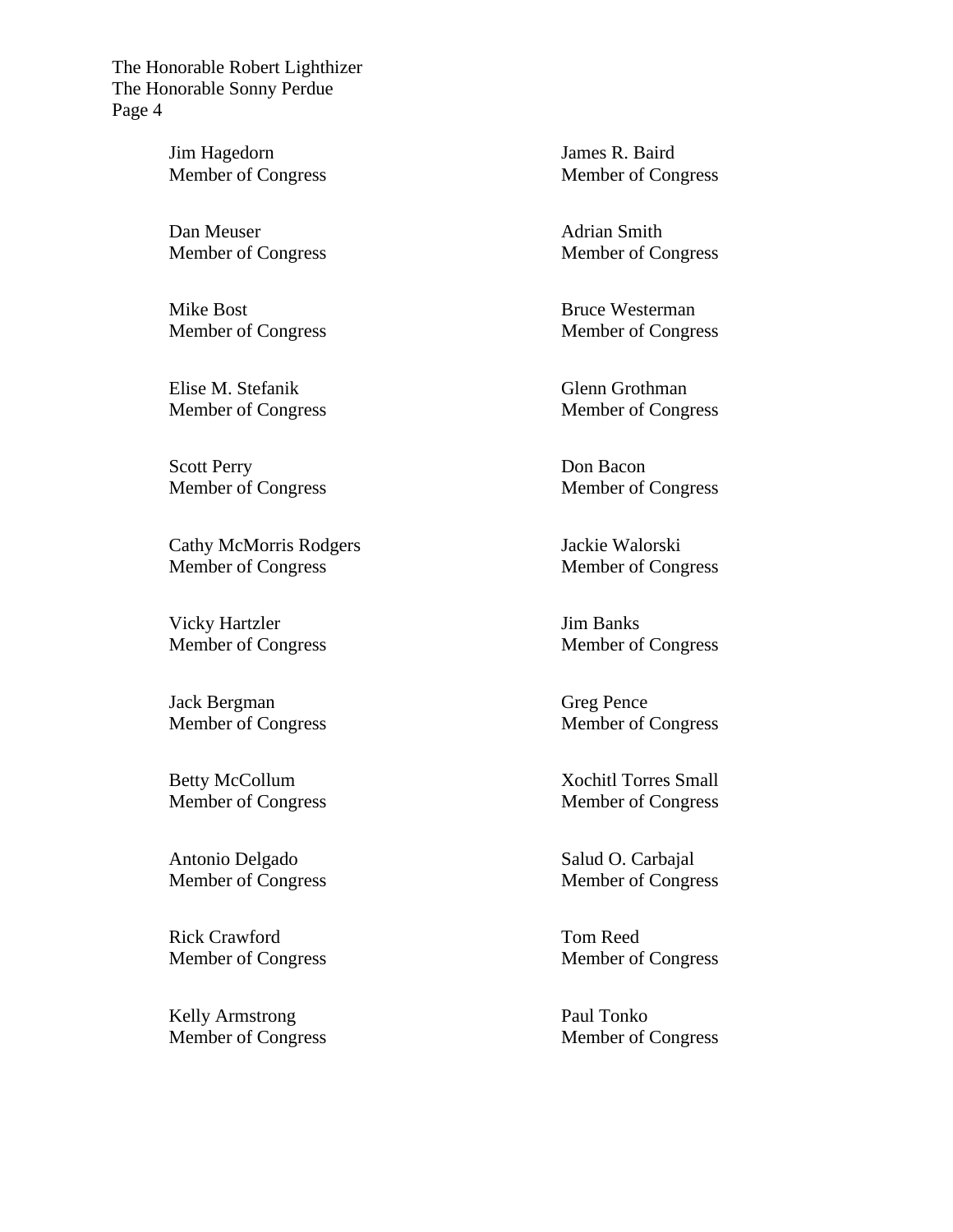Jim Hagedorn
Member of Congress

James R. Baird
Member of Congress

Dan Meuser
Member of Congress

Adrian Smith
Member of Congress

Mike Bost
Member of Congress

Bruce Westerman
Member of Congress

Elise M. Stefanik
Member of Congress

Glenn Grothman
Member of Congress

Scott Perry
Member of Congress

Don Bacon
Member of Congress

Cathy McMorris Rodgers
Member of Congress

Jackie Walorski
Member of Congress

Vicky Hartzler
Member of Congress

Jim Banks
Member of Congress

Jack Bergman
Member of Congress

Greg Pence
Member of Congress

Betty McCollum
Member of Congress

Xochitl Torres Small
Member of Congress

Antonio Delgado
Member of Congress

Salud O. Carbajal
Member of Congress

Rick Crawford
Member of Congress

Tom Reed
Member of Congress

Kelly Armstrong
Member of Congress

Paul Tonko
Member of Congress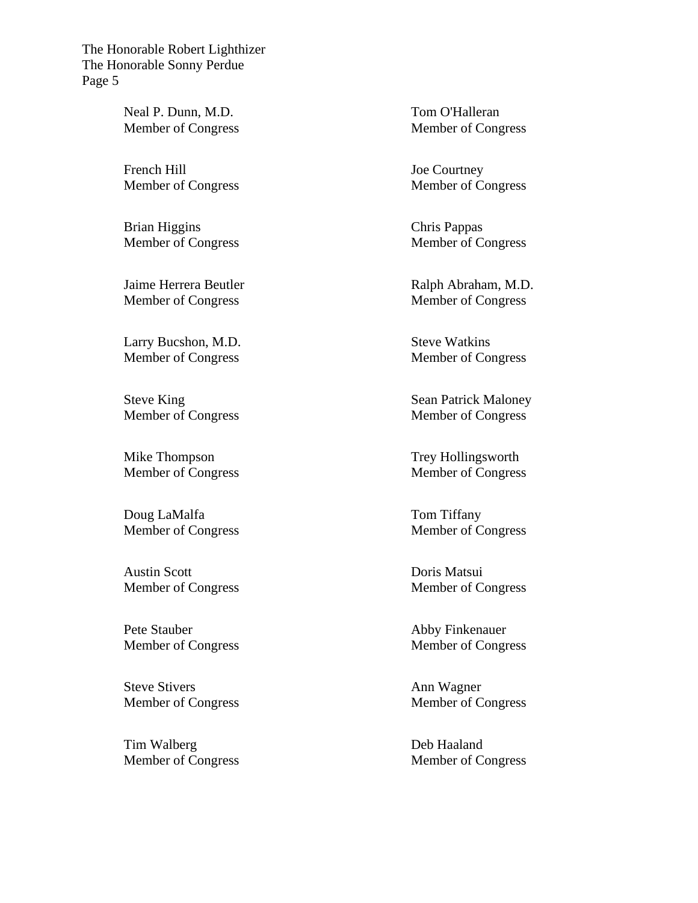Neal P. Dunn, M.D.
Member of Congress

Tom O'Halleran
Member of Congress

French Hill
Member of Congress

Joe Courtney
Member of Congress

Brian Higgins
Member of Congress

Chris Pappas
Member of Congress

Jaime Herrera Beutler
Member of Congress

Ralph Abraham, M.D.
Member of Congress

Larry Bucshon, M.D.
Member of Congress

Steve Watkins
Member of Congress

Steve King
Member of Congress

Sean Patrick Maloney
Member of Congress

Mike Thompson
Member of Congress

Trey Hollingsworth
Member of Congress

Doug LaMalfa
Member of Congress

Tom Tiffany
Member of Congress

Austin Scott
Member of Congress

Doris Matsui
Member of Congress

Pete Stauber
Member of Congress

Abby Finkenauer
Member of Congress

Steve Stivers
Member of Congress

Ann Wagner
Member of Congress

Tim Walberg
Member of Congress

Deb Haaland
Member of Congress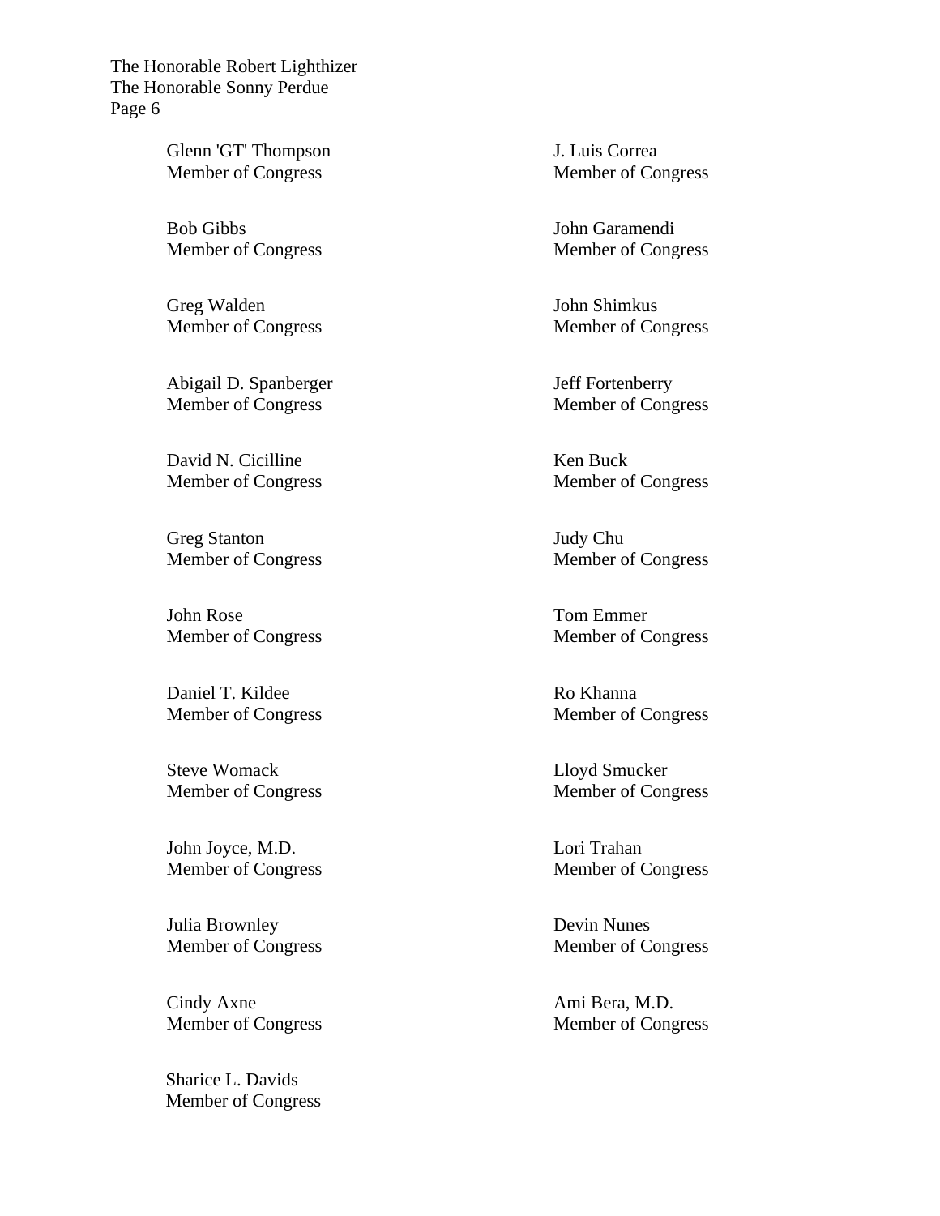Glenn 'GT' Thompson
Member of Congress

J. Luis Correa
Member of Congress

Bob Gibbs
Member of Congress

John Garamendi
Member of Congress

Greg Walden
Member of Congress

John Shimkus
Member of Congress

Abigail D. Spanberger
Member of Congress

Jeff Fortenberry
Member of Congress

David N. Cicilline
Member of Congress

Ken Buck
Member of Congress

Greg Stanton
Member of Congress

Judy Chu
Member of Congress

John Rose
Member of Congress

Tom Emmer
Member of Congress

Daniel T. Kildee
Member of Congress

Ro Khanna
Member of Congress

Steve Womack
Member of Congress

Lloyd Smucker
Member of Congress

John Joyce, M.D.
Member of Congress

Lori Trahan
Member of Congress

Julia Brownley
Member of Congress

Devin Nunes
Member of Congress

Cindy Axne
Member of Congress

Ami Bera, M.D.
Member of Congress

Sharice L. Davids
Member of Congress